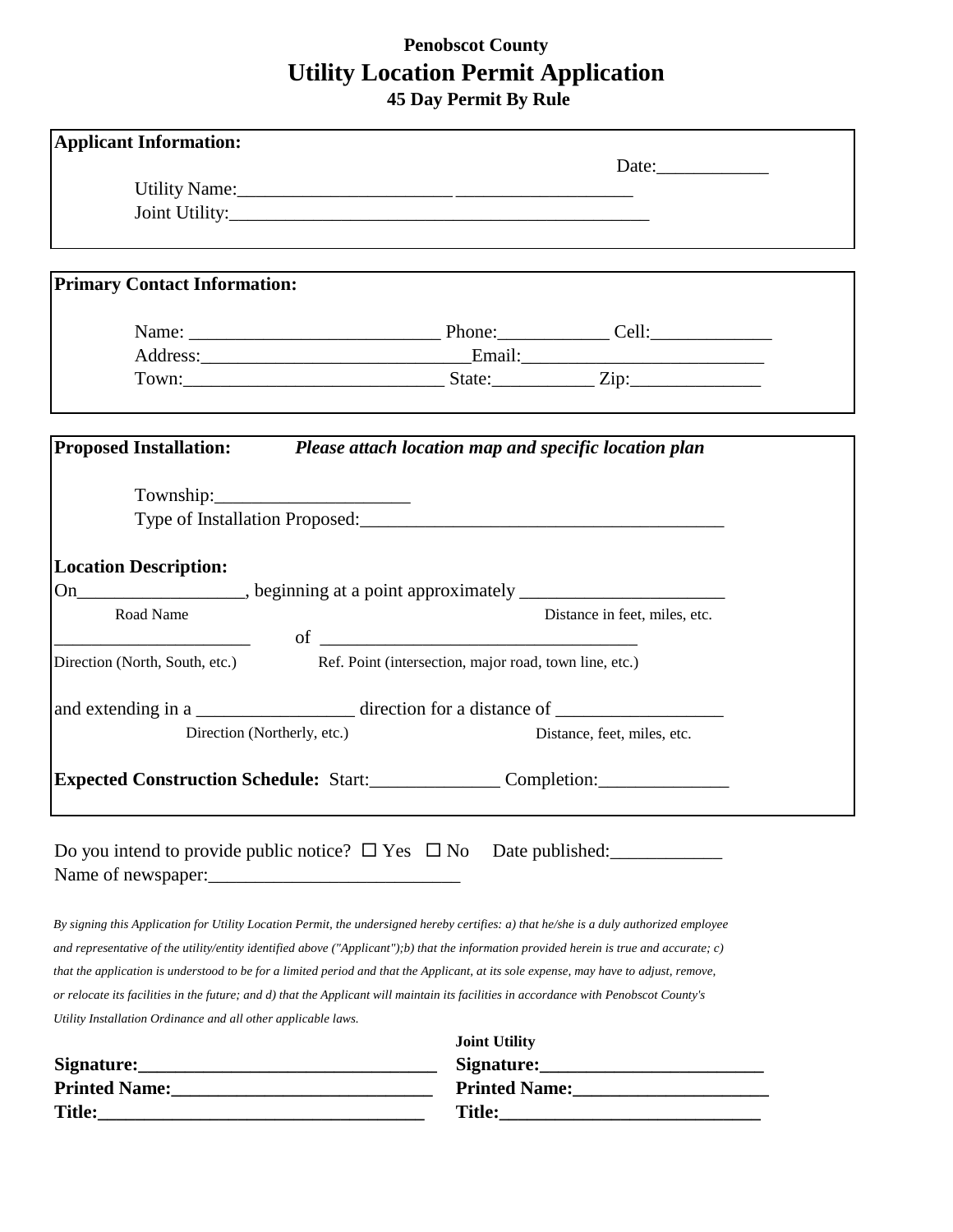**Penobscot County**

# Utility Location Permit Application

**45 Day Permit By Rule**

**Applicant Information:**

Date:____________

Utility Name:______________________ __________________

Joint Utility:____________________________________________

**Primary Contact Information:**

Name: __________________________ Phone:____________ Cell:_____________

Address:____________________________Email:_________________________

Town:___________________________ State:___________ Zip:______________

**Proposed Installation:** ***Please attach location map and specific location plan***

Township:____________________

Type of Installation Proposed:______________________________________

**Location Description:**

On_________________, beginning at a point approximately _____________________

Road Name — Distance in feet, miles, etc.

_____________________ of __________________________________

Direction (North, South, etc.) — Ref. Point (intersection, major road, town line, etc.)

and extending in a ________________ direction for a distance of _________________

Direction (Northerly, etc.) — Distance, feet, miles, etc.

**Expected Construction Schedule:** Start:_____________ Completion:_____________

Do you intend to provide public notice? ☐ Yes ☐ No Date published:____________

Name of newspaper:__________________________

*By signing this Application for Utility Location Permit, the undersigned hereby certifies: a) that he/she is a duly authorized employee and representative of the utility/entity identified above ("Applicant");b) that the information provided herein is true and accurate; c) that the application is understood to be for a limited period and that the Applicant, at its sole expense, may have to adjust, remove, or relocate its facilities in the future; and d) that the Applicant will maintain its facilities in accordance with Penobscot County's Utility Installation Ordinance and all other applicable laws.*

**Signature:_______________________________**

**Printed Name:___________________________**

**Title:__________________________________**

**Joint Utility**

**Signature:_______________________**

**Printed Name:_____________________**

**Title:___________________________**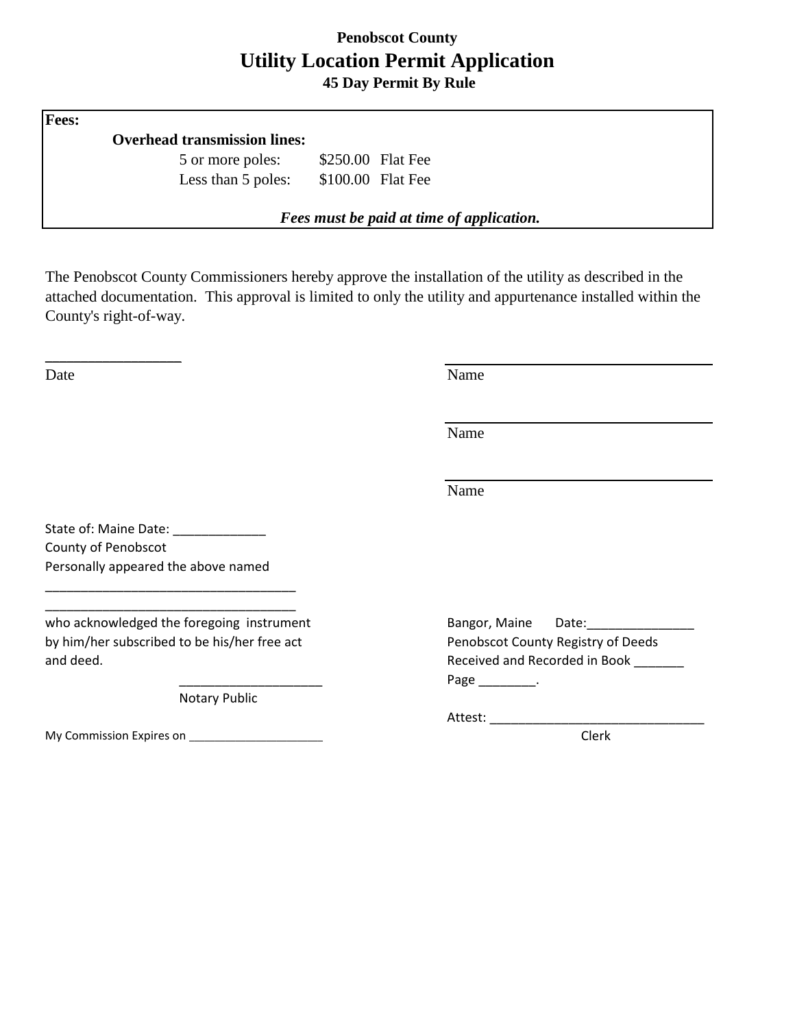**Penobscot County**

# Utility Location Permit Application

**45 Day Permit By Rule**

**Fees:**

**Overhead transmission lines:**

| | | |
|---|---|---|
| 5 or more poles: | $250.00 | Flat Fee |
| Less than 5 poles: | $100.00 | Flat Fee |

***Fees must be paid at time of application.***

The Penobscot County Commissioners hereby approve the installation of the utility as described in the attached documentation. This approval is limited to only the utility and appurtenance installed within the County's right-of-way.

_________________
Date

_________________________________
Name

_________________________________
Name

_________________________________
Name

State of: Maine Date: _____________
County of Penobscot
Personally appeared the above named
___________________________________
___________________________________
who acknowledged the foregoing instrument by him/her subscribed to be his/her free act and deed.

____________________
Notary Public

My Commission Expires on _____________________

Bangor, Maine Date:_______________
Penobscot County Registry of Deeds
Received and Recorded in Book _______
Page ________.

Attest: _______________________________
Clerk